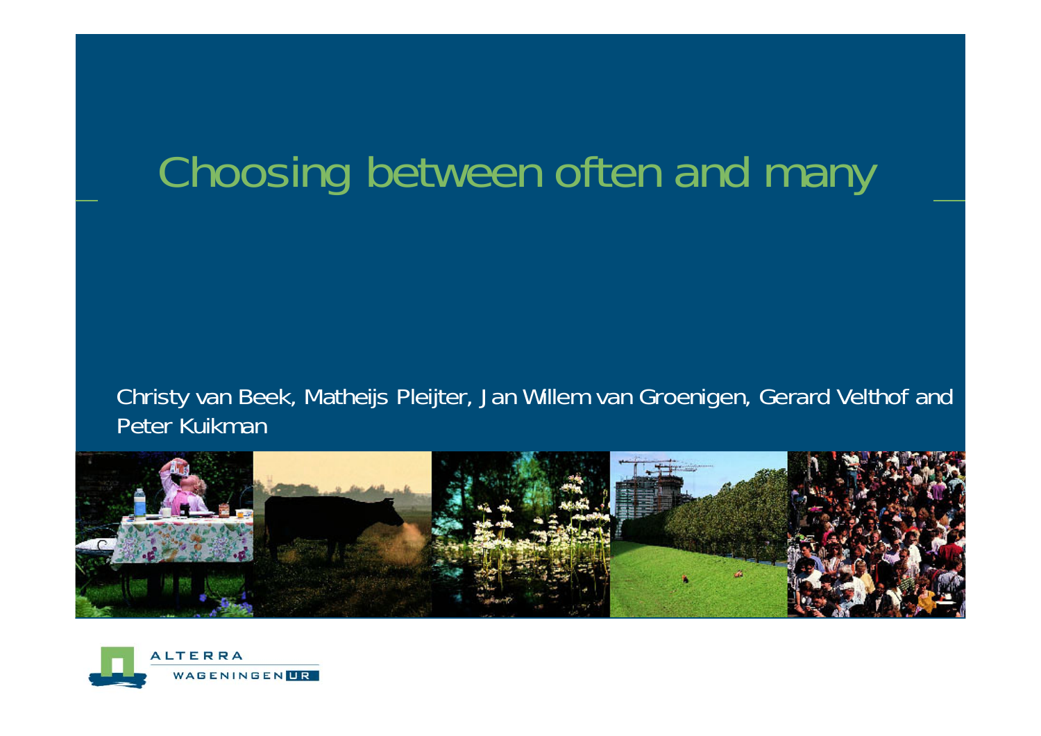# Choosing between often and many

Christy van Beek, Matheijs Pleijter, Jan Willem van Groenigen, Gerard Velthof and Peter Kuikman

ALTERRA
WAGENINGEN UR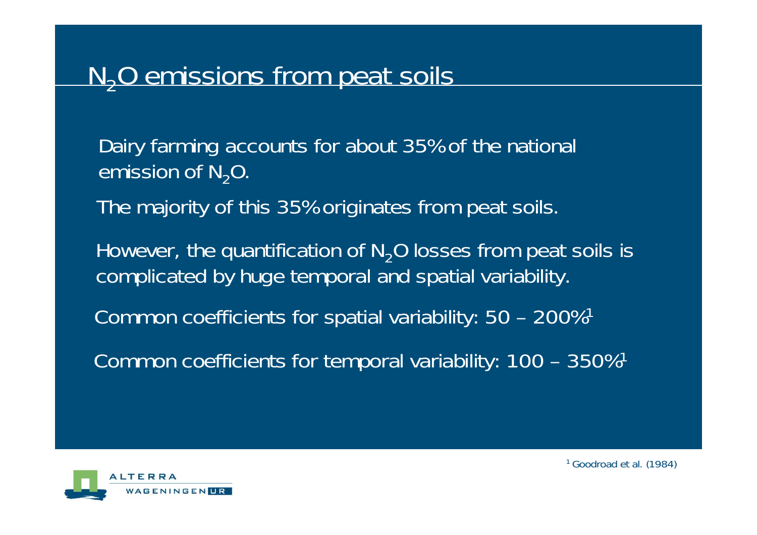# $N_2O$ emissions from peat soils

Dairy farming accounts for about 35% of the national emission of $N_2O$.

The majority of this 35% originates from peat soils.

However, the quantification of $N_2O$ losses from peat soils is complicated by huge temporal and spatial variability.

Common coefficients for spatial variability: 50 – 200%[1]

Common coefficients for temporal variability: 100 – 350%[1]

[1] Goodroad et al. (1984)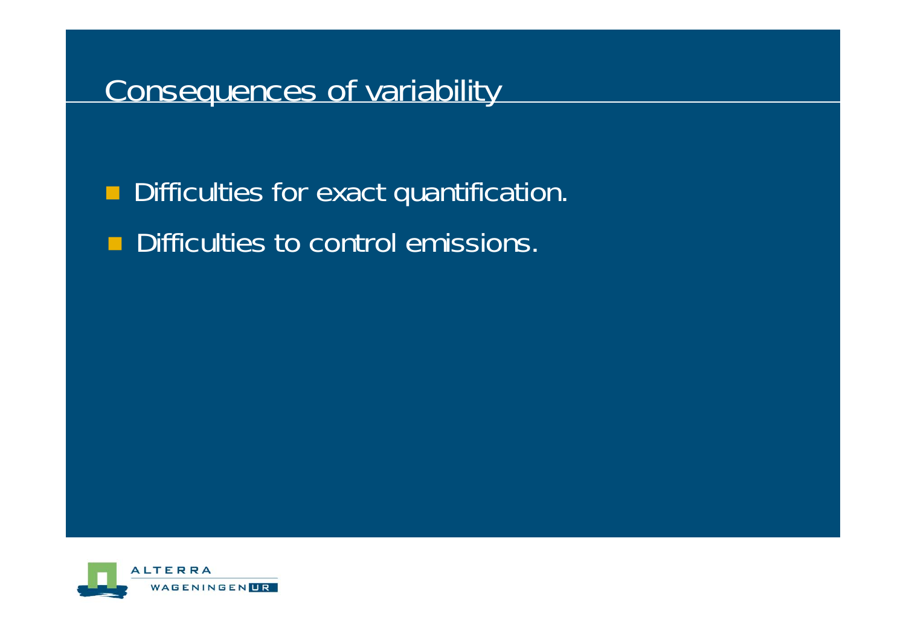# Consequences of variability

- Difficulties for exact quantification.
- Difficulties to control emissions.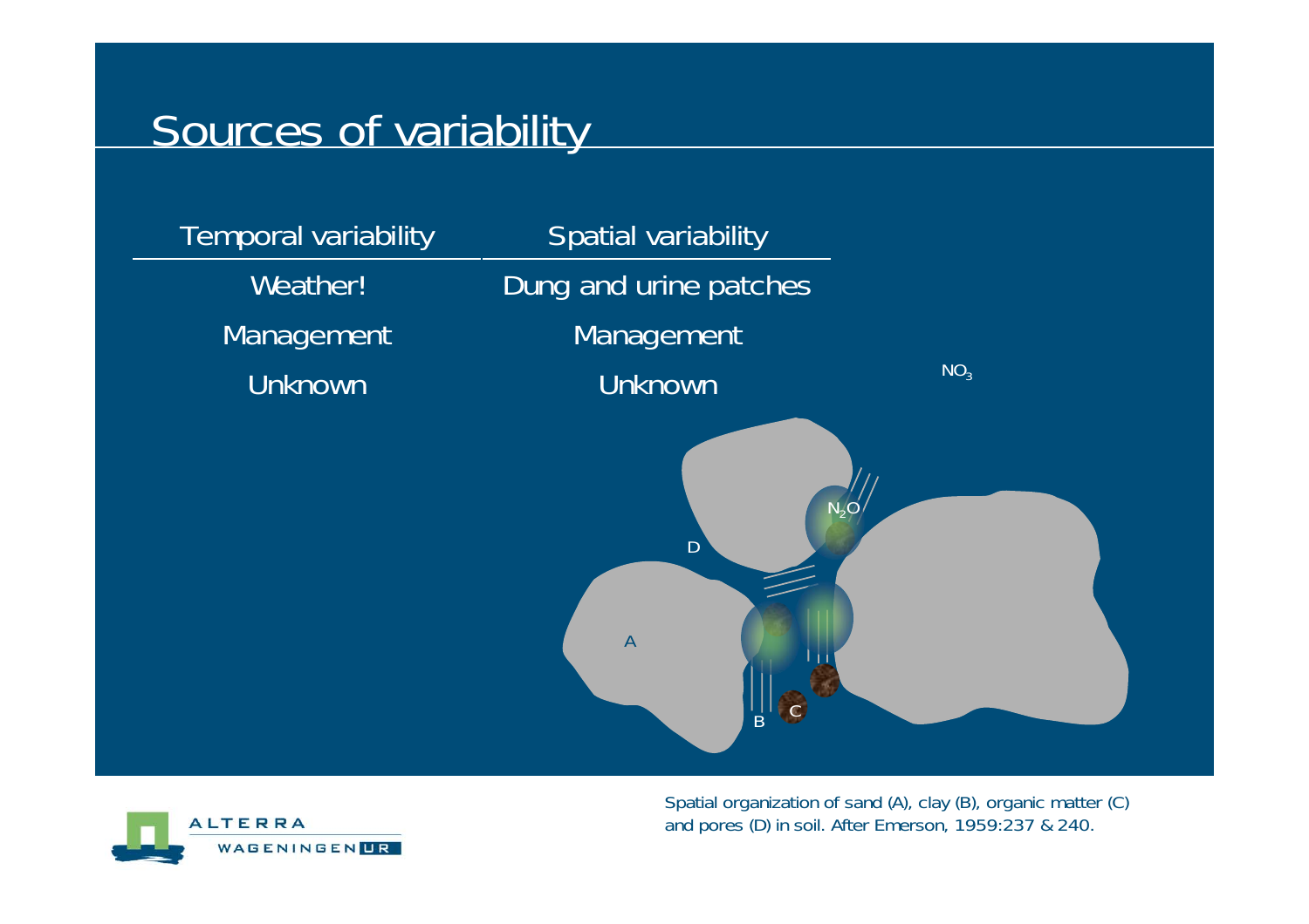# Sources of variability

| Temporal variability | Spatial variability |
| --- | --- |
| Weather! | Dung and urine patches |
| Management | Management |
| Unknown | Unknown |

$NO_3$

$N_2O$

D

A

B

C

Spatial organization of sand (A), clay (B), organic matter (C) and pores (D) in soil. After Emerson, 1959:237 & 240.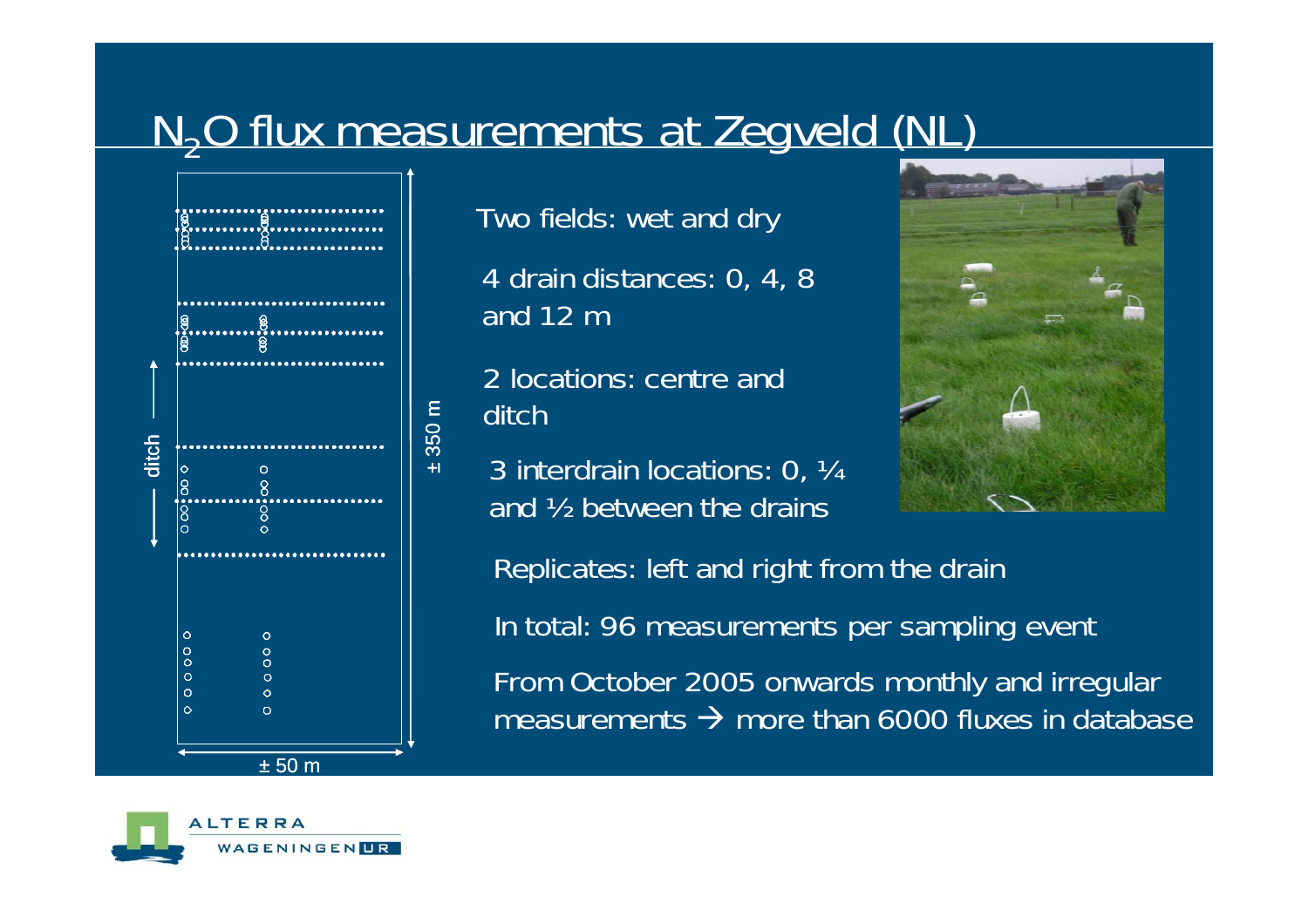# $N_2O$ flux measurements at Zegveld (NL)

ditch

± 350 m

± 50 m

Two fields: wet and dry

4 drain distances: 0, 4, 8 and 12 m

2 locations: centre and ditch

3 interdrain locations: 0, ¼ and ½ between the drains

Replicates: left and right from the drain

In total: 96 measurements per sampling event

From October 2005 onwards monthly and irregular measurements → more than 6000 fluxes in database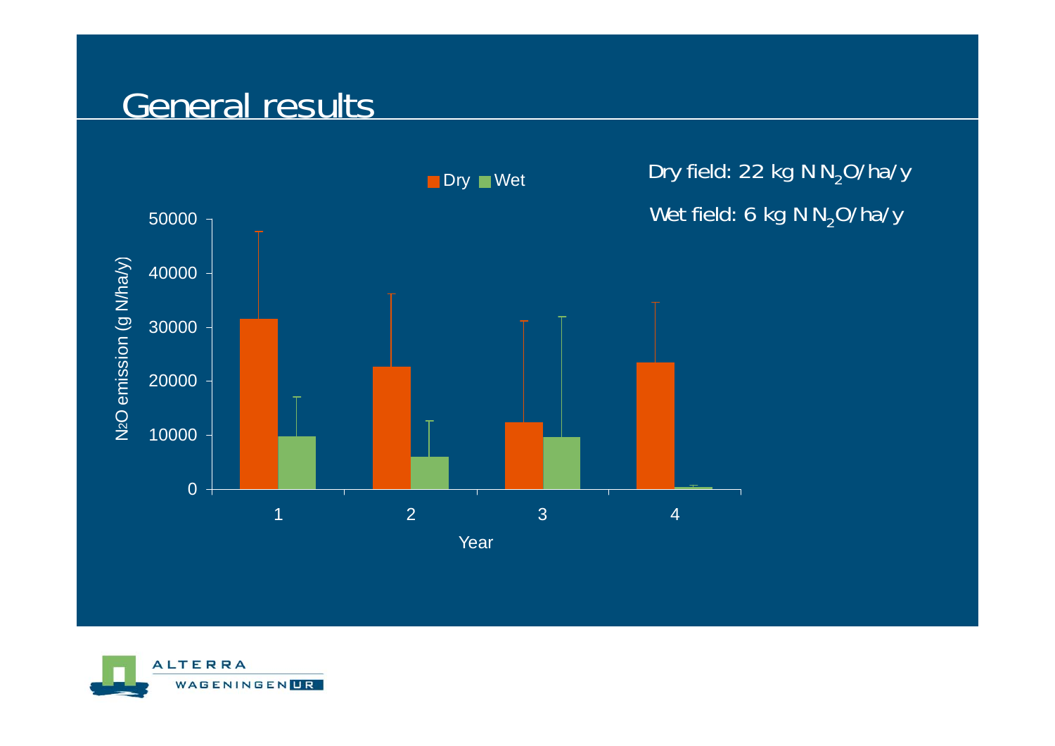# General results

Dry field: 22 kg N $N_2O$/ha/y

Wet field: 6 kg N $N_2O$/ha/y

Dry | Wet

N2O emission (g N/ha/y)

50000
40000
30000
20000
10000
0

1 2 3 4

Year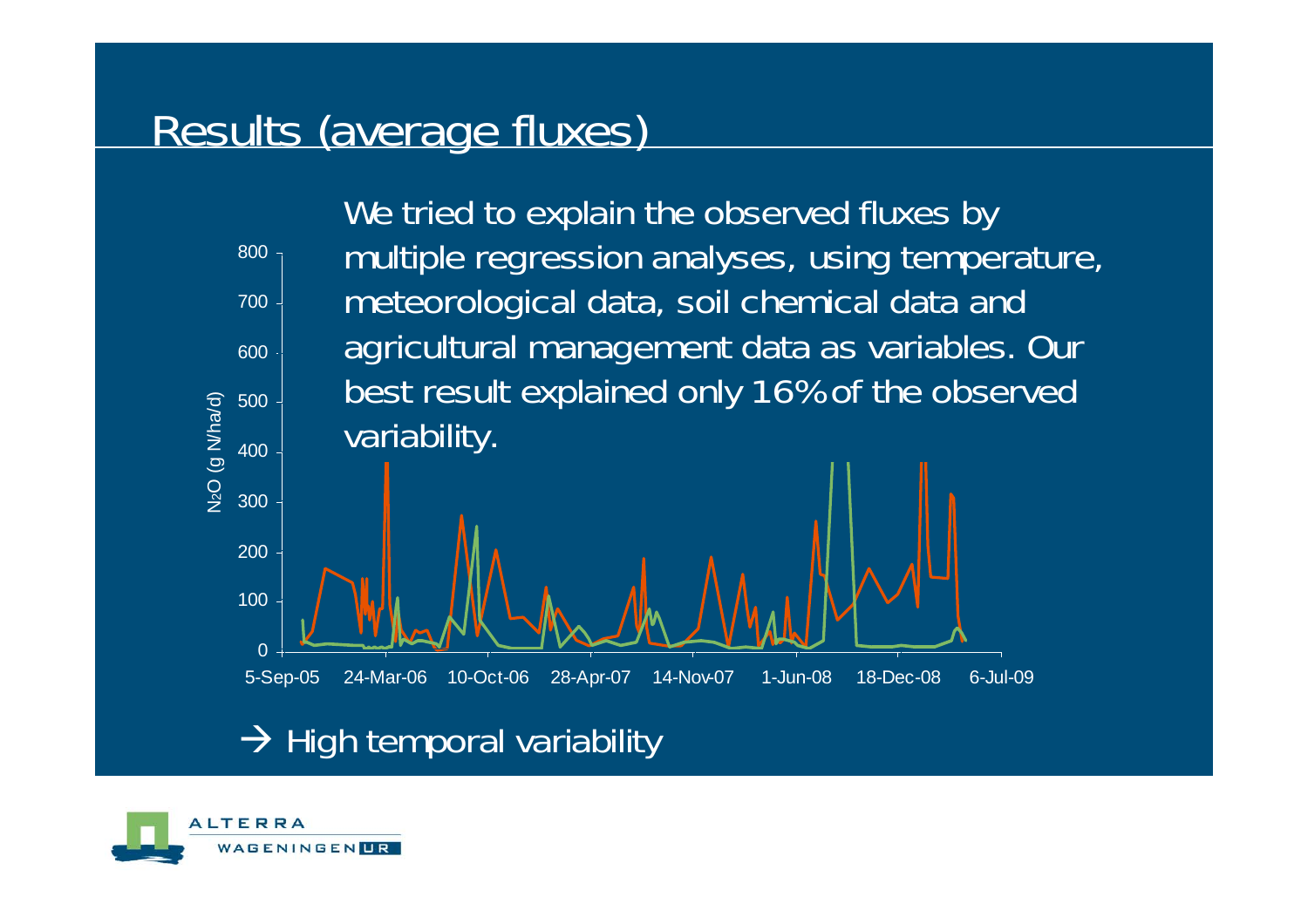# Results (average fluxes)

We tried to explain the observed fluxes by multiple regression analyses, using temperature, meteorological data, soil chemical data and agricultural management data as variables. Our best result explained only 16% of the observed variability.

→ High temporal variability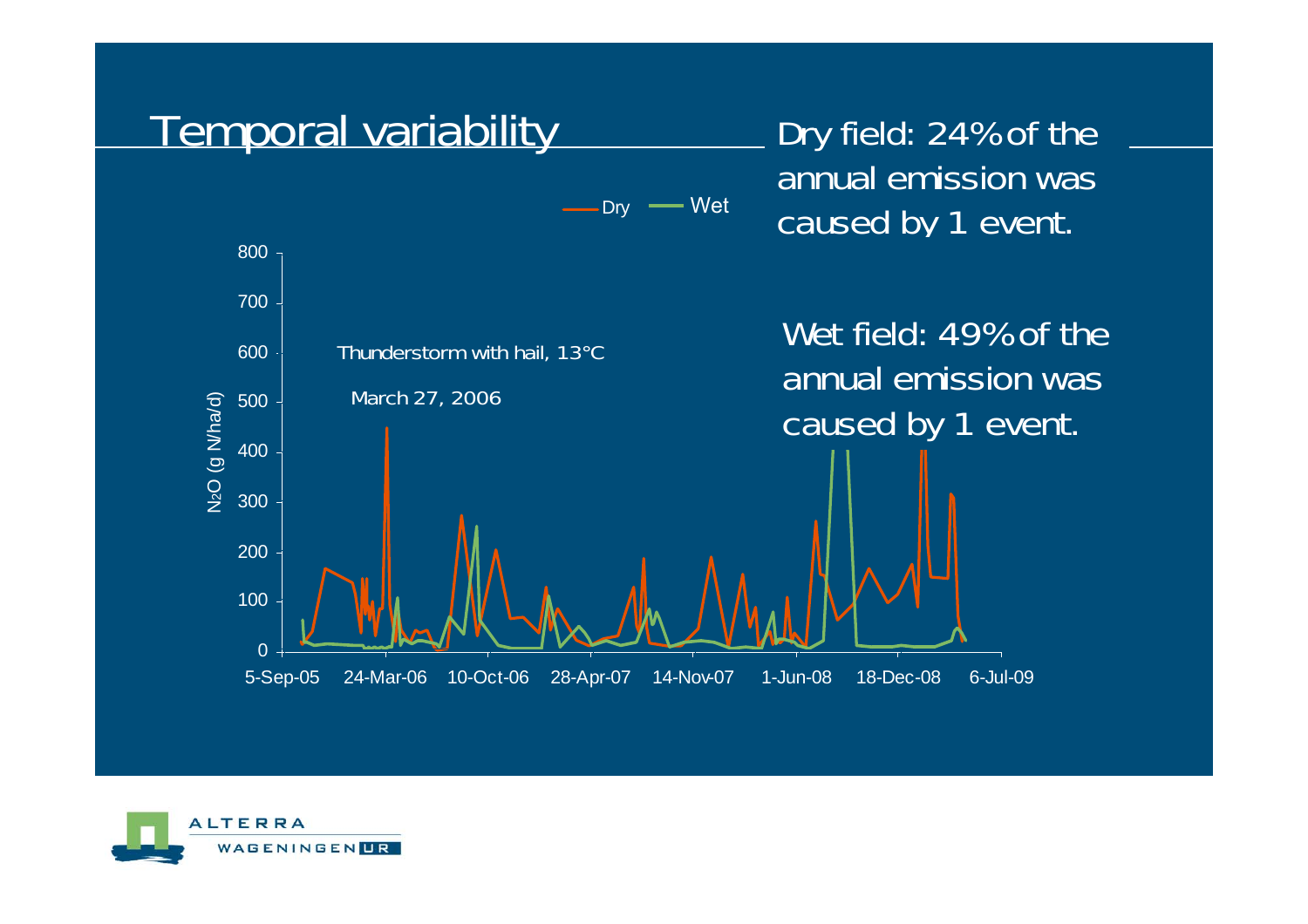# Temporal variability

Dry field: 24% of the annual emission was caused by 1 event.

Wet field: 49% of the annual emission was caused by 1 event.

Dry — Wet

Thunderstorm with hail, 13°C

March 27, 2006

$N_2O$ (g N/ha/d)

800, 700, 600, 500, 400, 300, 200, 100, 0

5-Sep-05, 24-Mar-06, 10-Oct-06, 28-Apr-07, 14-Nov-07, 1-Jun-08, 18-Dec-08, 6-Jul-09

ALTERRA WAGENINGEN UR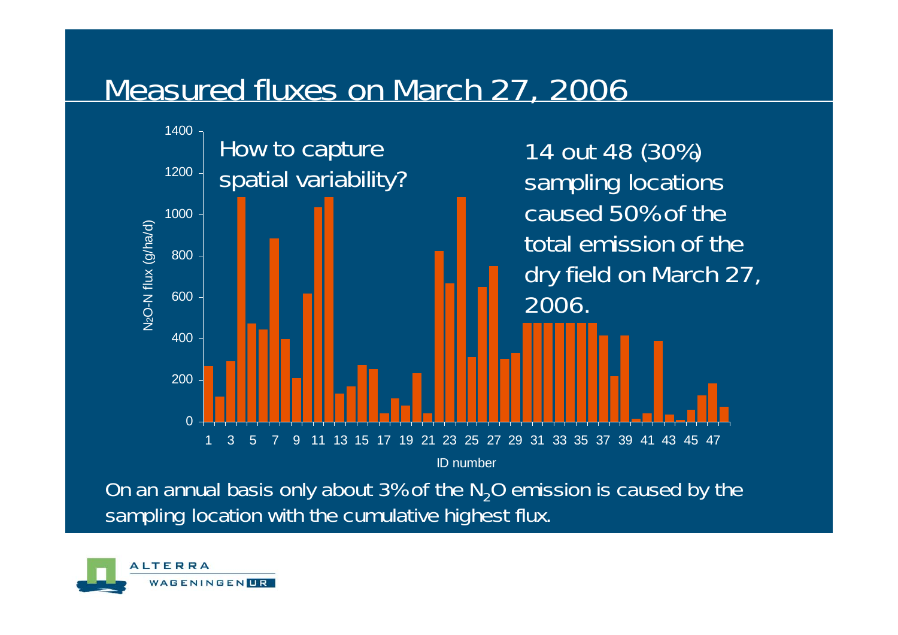# Measured fluxes on March 27, 2006

How to capture spatial variability?

14 out 48 (30%) sampling locations caused 50% of the total emission of the dry field on March 27, 2006.

$N_2O$-N flux (g/ha/d)

ID number

On an annual basis only about 3% of the $N_2O$ emission is caused by the sampling location with the cumulative highest flux.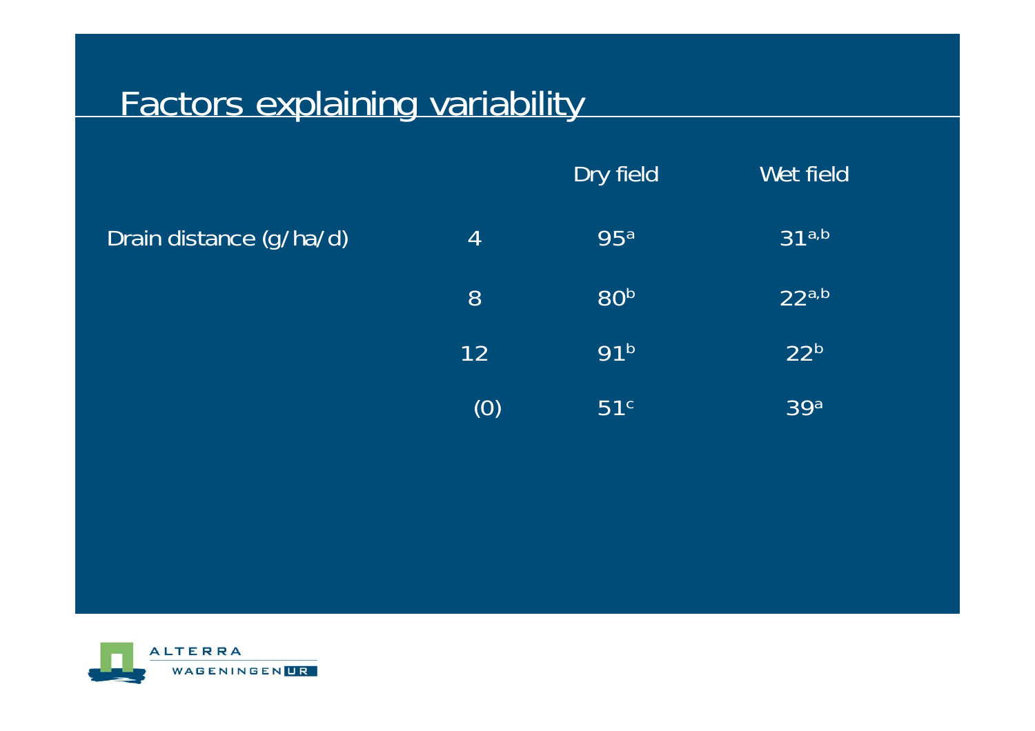# Factors explaining variability

| | | Dry field | Wet field |
|---|---|---|---|
| Drain distance (g/ha/d) | 4 | 95[a] | 31[a,b] |
| | 8 | 80[b] | 22[a,b] |
| | 12 | 91[b] | 22[b] |
| | (0) | 51[c] | 39[a] |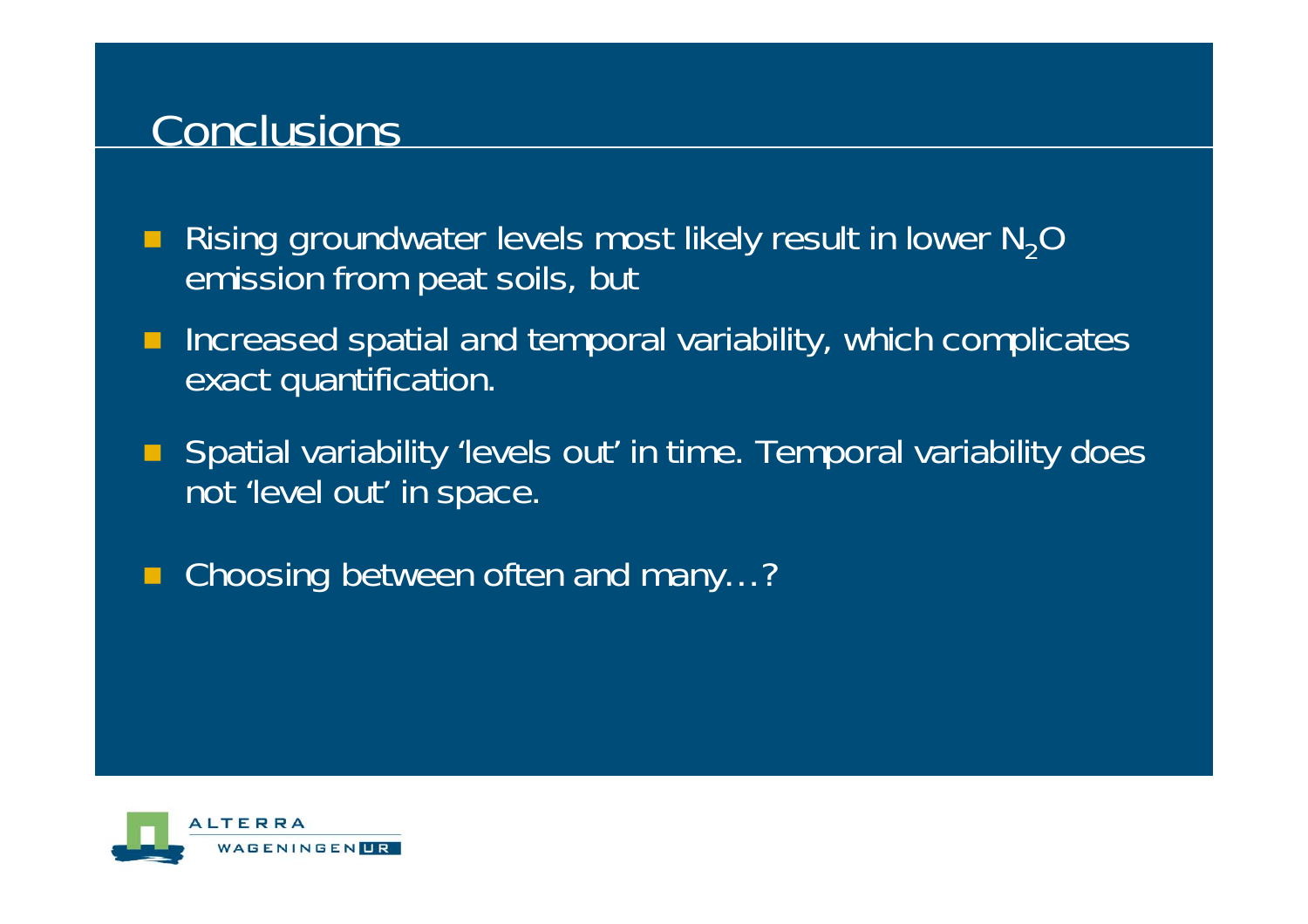# Conclusions

- Rising groundwater levels most likely result in lower $N_2O$ emission from peat soils, but
- Increased spatial and temporal variability, which complicates exact quantification.
- Spatial variability 'levels out' in time. Temporal variability does not 'level out' in space.
- Choosing between often and many…?